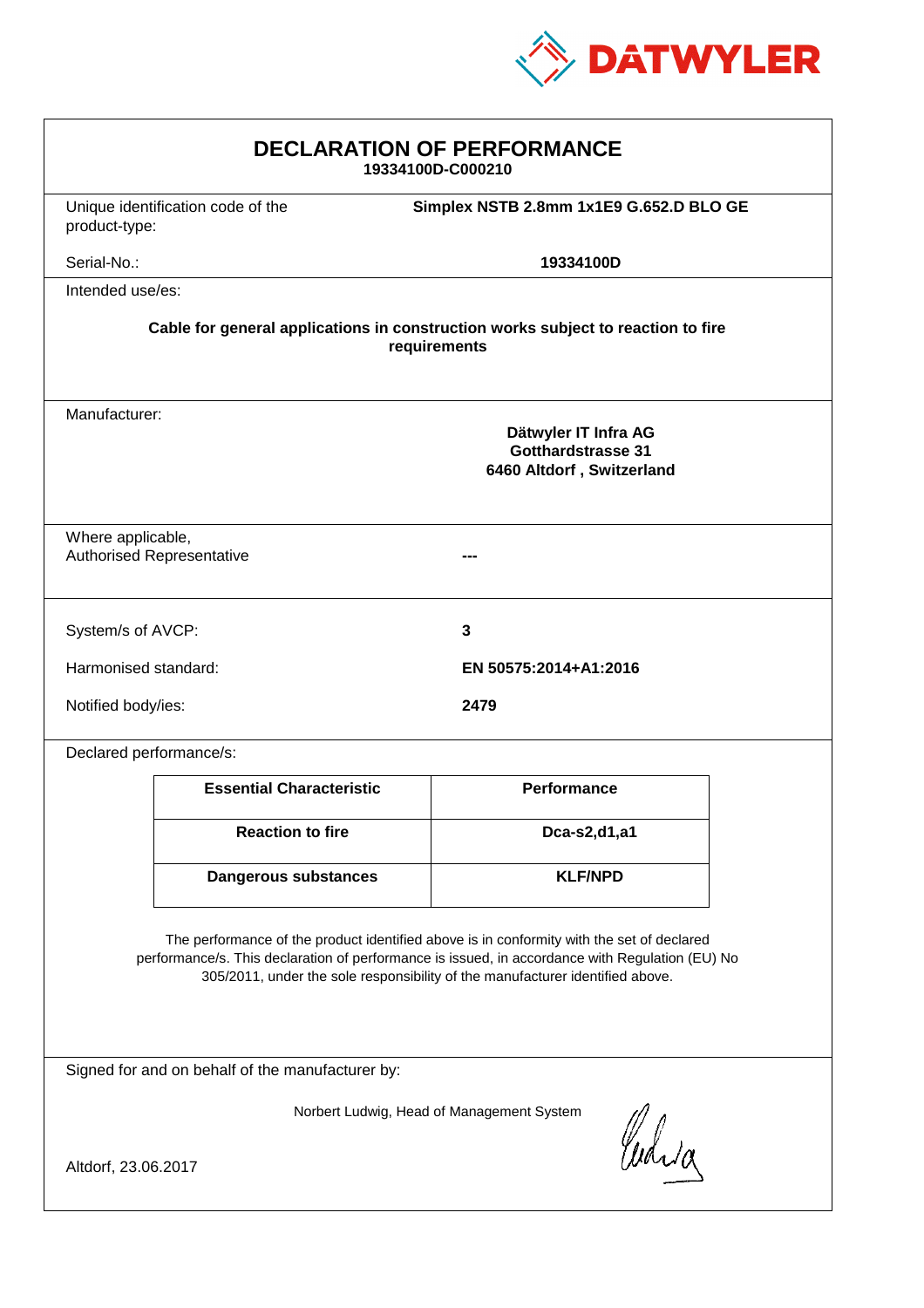DATWYLER

# DECLARATION OF PERFORMANCE

**19334100D-C000210**

| | |
|---|---|
| Unique identification code of the product-type: | **Simplex NSTB 2.8mm 1x1E9 G.652.D BLO GE** |
| Serial-No.: | **19334100D** |

Intended use/es:

**Cable for general applications in construction works subject to reaction to fire requirements**

Manufacturer:

**Dätwyler IT Infra AG**
**Gotthardstrasse 31**
**6460 Altdorf , Switzerland**

Where applicable,
Authorised Representative: ---

| | |
|---|---|
| System/s of AVCP: | **3** |
| Harmonised standard: | **EN 50575:2014+A1:2016** |
| Notified body/ies: | **2479** |

Declared performance/s:

| Essential Characteristic | Performance |
|---|---|
| **Reaction to fire** | **Dca-s2,d1,a1** |
| **Dangerous substances** | **KLF/NPD** |

The performance of the product identified above is in conformity with the set of declared performance/s. This declaration of performance is issued, in accordance with Regulation (EU) No 305/2011, under the sole responsibility of the manufacturer identified above.

Signed for and on behalf of the manufacturer by:

Norbert Ludwig, Head of Management System

Altdorf, 23.06.2017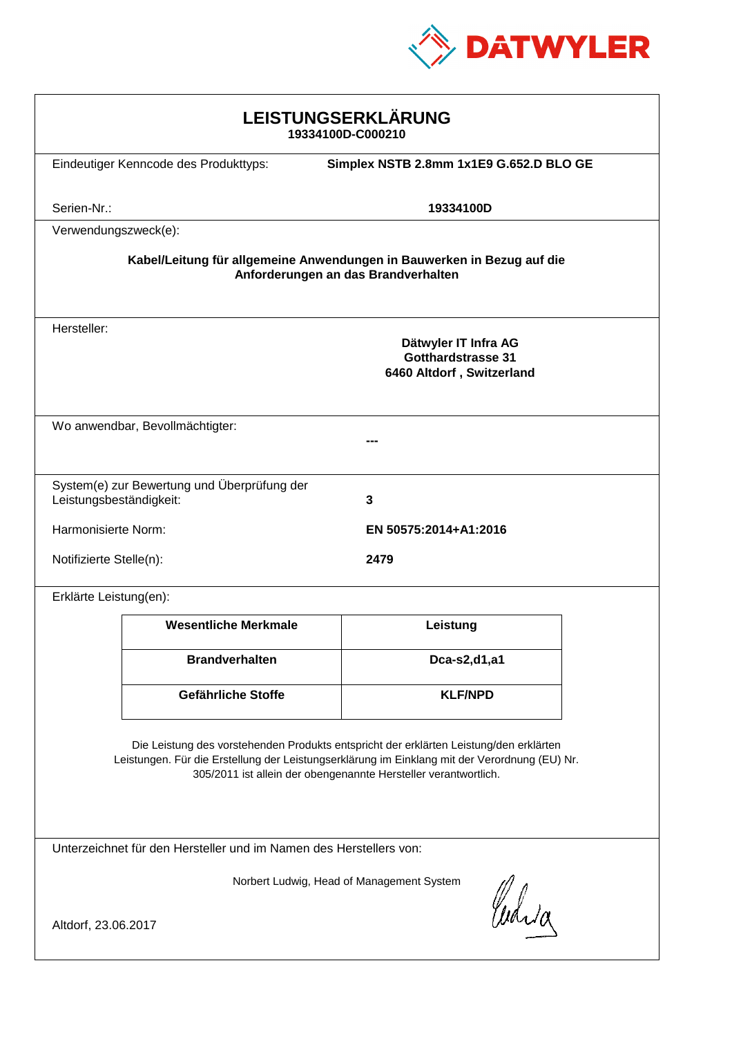DATWYLER

# LEISTUNGSERKLÄRUNG

**19334100D-C000210**

Eindeutiger Kenncode des Produkttyps: **Simplex NSTB 2.8mm 1x1E9 G.652.D BLO GE**

Serien-Nr.: **19334100D**

Verwendungszweck(e):

**Kabel/Leitung für allgemeine Anwendungen in Bauwerken in Bezug auf die Anforderungen an das Brandverhalten**

Hersteller:

**Dätwyler IT Infra AG**
**Gotthardstrasse 31**
**6460 Altdorf , Switzerland**

Wo anwendbar, Bevollmächtigter:

**---**

System(e) zur Bewertung und Überprüfung der Leistungsbeständigkeit: **3**

Harmonisierte Norm: **EN 50575:2014+A1:2016**

Notifizierte Stelle(n): **2479**

Erklärte Leistung(en):

| Wesentliche Merkmale | Leistung |
|---|---|
| **Brandverhalten** | **Dca-s2,d1,a1** |
| **Gefährliche Stoffe** | **KLF/NPD** |

Die Leistung des vorstehenden Produkts entspricht der erklärten Leistung/den erklärten Leistungen. Für die Erstellung der Leistungserklärung im Einklang mit der Verordnung (EU) Nr. 305/2011 ist allein der obengenannte Hersteller verantwortlich.

Unterzeichnet für den Hersteller und im Namen des Herstellers von:

Norbert Ludwig, Head of Management System

Altdorf, 23.06.2017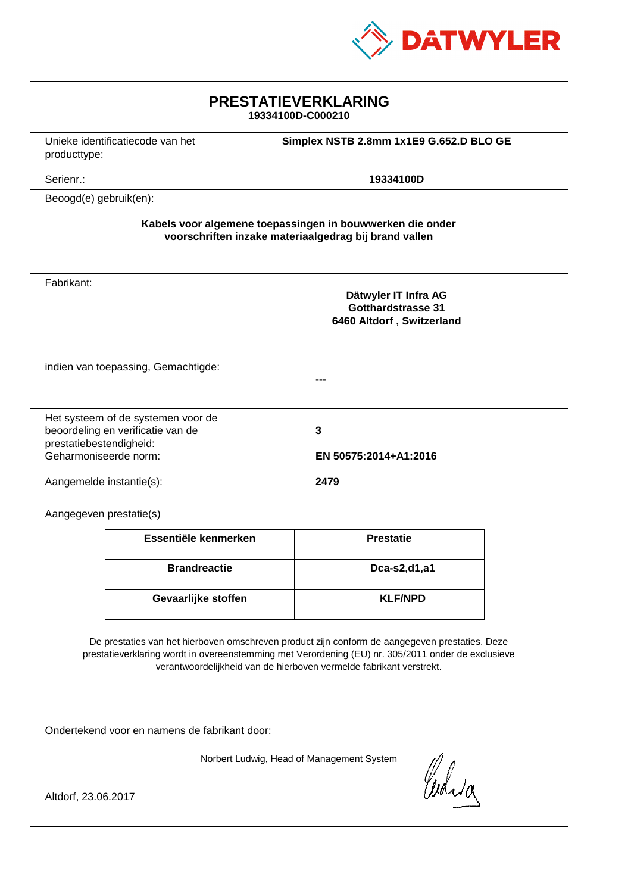DATWYLER

# PRESTATIEVERKLARING

**19334100D-C000210**

| | |
|---|---|
| Unieke identificatiecode van het producttype: | **Simplex NSTB 2.8mm 1x1E9 G.652.D BLO GE** |
| Serienr.: | **19334100D** |

Beoogd(e) gebruik(en):

**Kabels voor algemene toepassingen in bouwwerken die onder voorschriften inzake materiaalgedrag bij brand vallen**

Fabrikant:

**Dätwyler IT Infra AG**
**Gotthardstrasse 31**
**6460 Altdorf , Switzerland**

indien van toepassing, Gemachtigde:

**---**

| | |
|---|---|
| Het systeem of de systemen voor de beoordeling en verificatie van de prestatiebestendigheid: | **3** |
| Geharmoniseerde norm: | **EN 50575:2014+A1:2016** |
| Aangemelde instantie(s): | **2479** |

Aangegeven prestatie(s)

| Essentiële kenmerken | Prestatie |
|---|---|
| **Brandreactie** | **Dca-s2,d1,a1** |
| **Gevaarlijke stoffen** | **KLF/NPD** |

De prestaties van het hierboven omschreven product zijn conform de aangegeven prestaties. Deze prestatieverklaring wordt in overeenstemming met Verordening (EU) nr. 305/2011 onder de exclusieve verantwoordelijkheid van de hierboven vermelde fabrikant verstrekt.

Ondertekend voor en namens de fabrikant door:

Norbert Ludwig, Head of Management System

Altdorf, 23.06.2017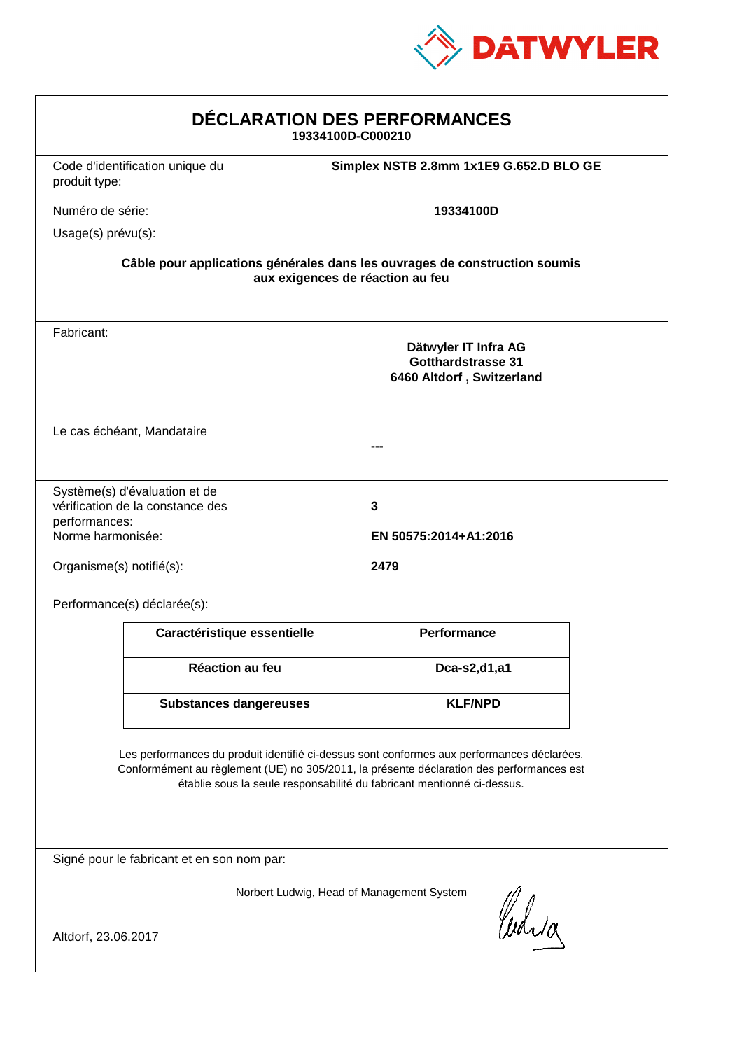DATWYLER

# DÉCLARATION DES PERFORMANCES

**19334100D-C000210**

| | |
|---|---|
| Code d'identification unique du produit type: | **Simplex NSTB 2.8mm 1x1E9 G.652.D BLO GE** |
| Numéro de série: | **19334100D** |

Usage(s) prévu(s):

**Câble pour applications générales dans les ouvrages de construction soumis aux exigences de réaction au feu**

Fabricant:

**Dätwyler IT Infra AG**
**Gotthardstrasse 31**
**6460 Altdorf , Switzerland**

Le cas échéant, Mandataire

**---**

| | |
|---|---|
| Système(s) d'évaluation et de vérification de la constance des performances: | **3** |
| Norme harmonisée: | **EN 50575:2014+A1:2016** |
| Organisme(s) notifié(s): | **2479** |

Performance(s) déclarée(s):

| Caractéristique essentielle | Performance |
|---|---|
| **Réaction au feu** | **Dca-s2,d1,a1** |
| **Substances dangereuses** | **KLF/NPD** |

Les performances du produit identifié ci-dessus sont conformes aux performances déclarées. Conformément au règlement (UE) no 305/2011, la présente déclaration des performances est établie sous la seule responsabilité du fabricant mentionné ci-dessus.

Signé pour le fabricant et en son nom par:

Norbert Ludwig, Head of Management System

Altdorf, 23.06.2017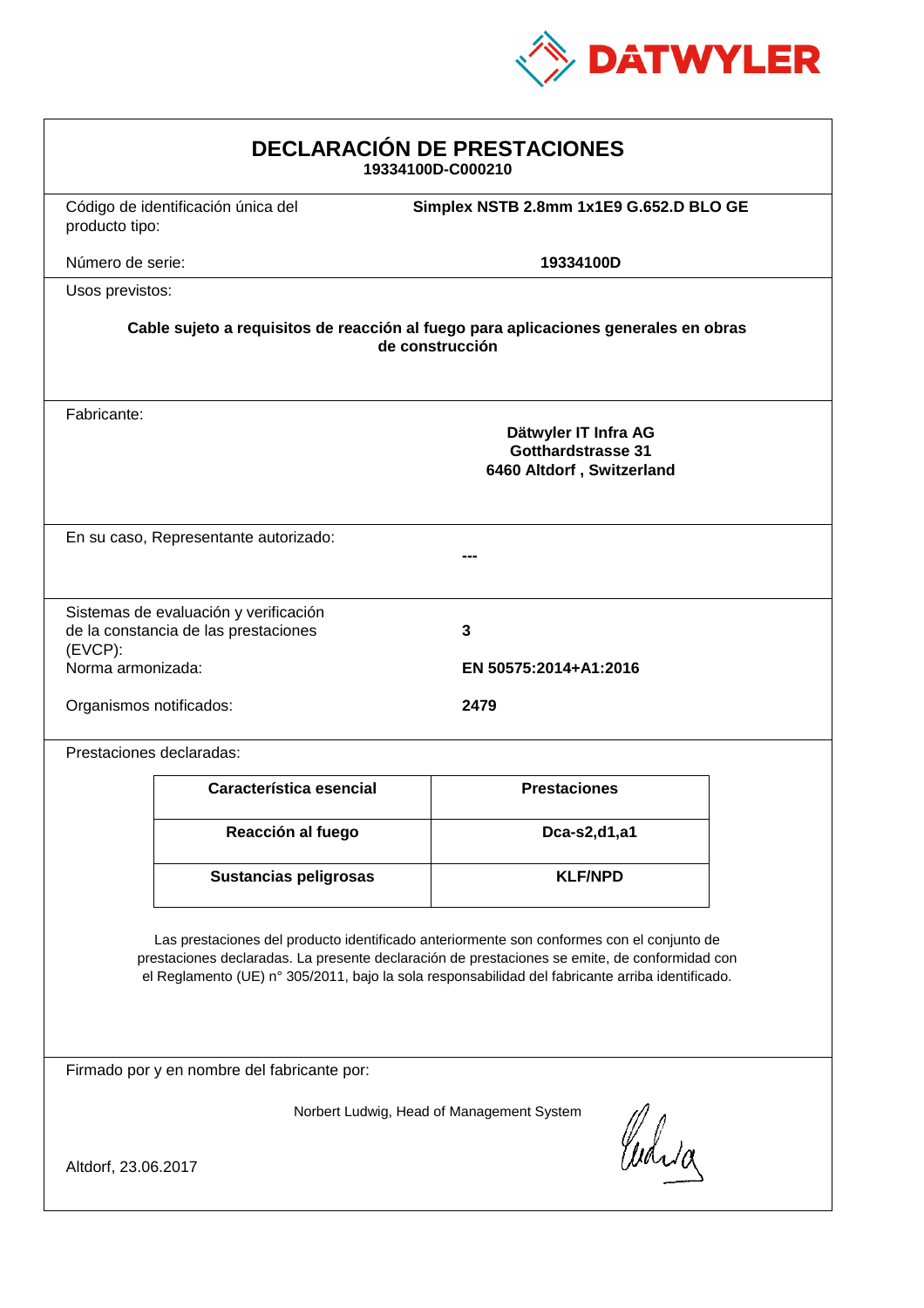# DECLARACIÓN DE PRESTACIONES

**19334100D-C000210**

Código de identificación única del producto tipo: **Simplex NSTB 2.8mm 1x1E9 G.652.D BLO GE**

Número de serie: **19334100D**

Usos previstos:

**Cable sujeto a requisitos de reacción al fuego para aplicaciones generales en obras de construcción**

Fabricante:

**Dätwyler IT Infra AG**
**Gotthardstrasse 31**
**6460 Altdorf , Switzerland**

En su caso, Representante autorizado: **---**

Sistemas de evaluación y verificación de la constancia de las prestaciones (EVCP): **3**

Norma armonizada: **EN 50575:2014+A1:2016**

Organismos notificados: **2479**

Prestaciones declaradas:

| Característica esencial | Prestaciones |
|---|---|
| **Reacción al fuego** | **Dca-s2,d1,a1** |
| **Sustancias peligrosas** | **KLF/NPD** |

Las prestaciones del producto identificado anteriormente son conformes con el conjunto de prestaciones declaradas. La presente declaración de prestaciones se emite, de conformidad con el Reglamento (UE) n° 305/2011, bajo la sola responsabilidad del fabricante arriba identificado.

Firmado por y en nombre del fabricante por:

Norbert Ludwig, Head of Management System

Altdorf, 23.06.2017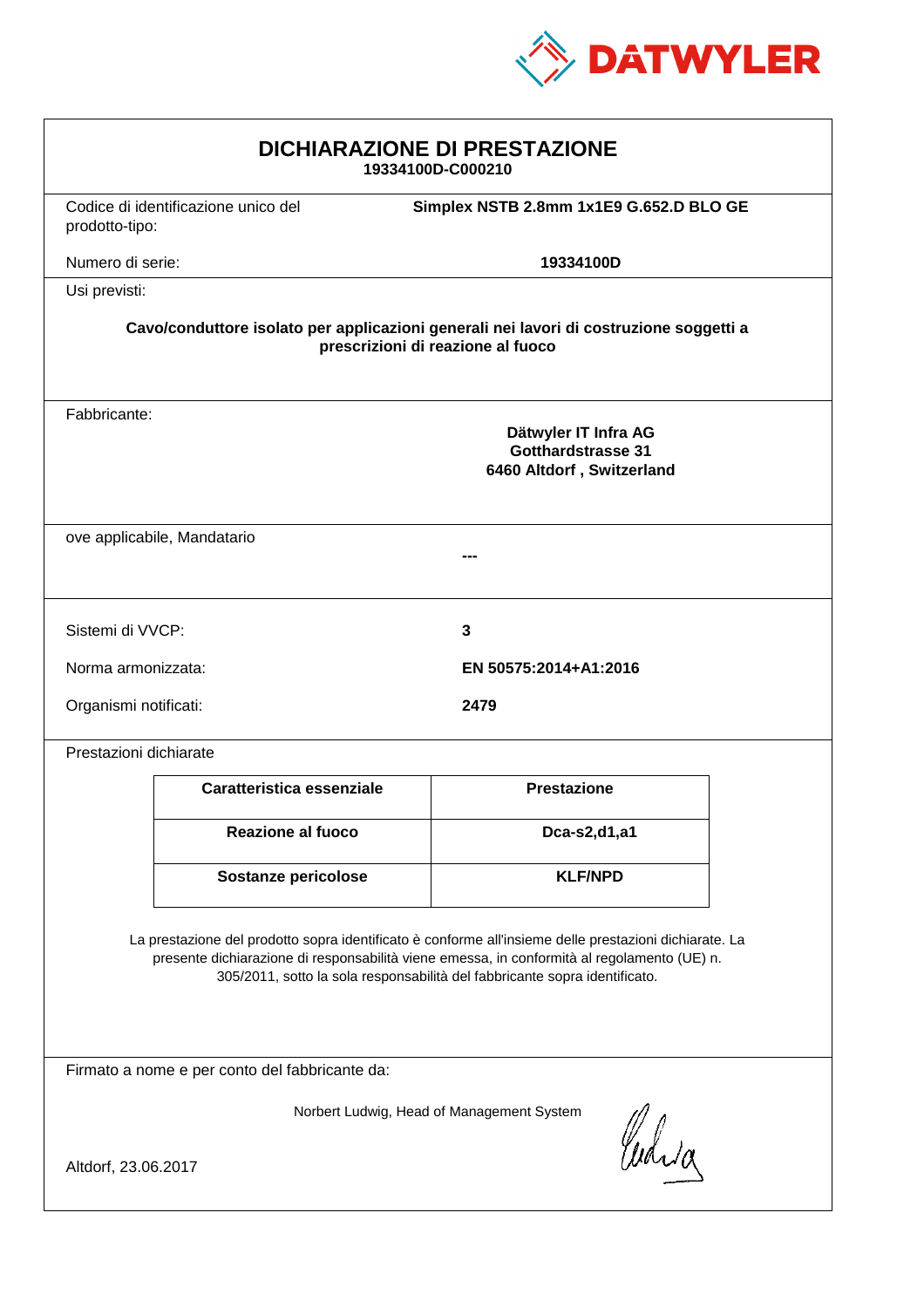DATWYLER

# DICHIARAZIONE DI PRESTAZIONE

**19334100D-C000210**

Codice di identificazione unico del prodotto-tipo: **Simplex NSTB 2.8mm 1x1E9 G.652.D BLO GE**

Numero di serie: **19334100D**

Usi previsti:

**Cavo/conduttore isolato per applicazioni generali nei lavori di costruzione soggetti a prescrizioni di reazione al fuoco**

Fabbricante:

**Dätwyler IT Infra AG**
**Gotthardstrasse 31**
**6460 Altdorf , Switzerland**

ove applicabile, Mandatario

**---**

Sistemi di VVCP: **3**

Norma armonizzata: **EN 50575:2014+A1:2016**

Organismi notificati: **2479**

Prestazioni dichiarate

| Caratteristica essenziale | Prestazione |
|---|---|
| **Reazione al fuoco** | **Dca-s2,d1,a1** |
| **Sostanze pericolose** | **KLF/NPD** |

La prestazione del prodotto sopra identificato è conforme all'insieme delle prestazioni dichiarate. La presente dichiarazione di responsabilità viene emessa, in conformità al regolamento (UE) n. 305/2011, sotto la sola responsabilità del fabbricante sopra identificato.

Firmato a nome e per conto del fabbricante da:

Norbert Ludwig, Head of Management System

Altdorf, 23.06.2017